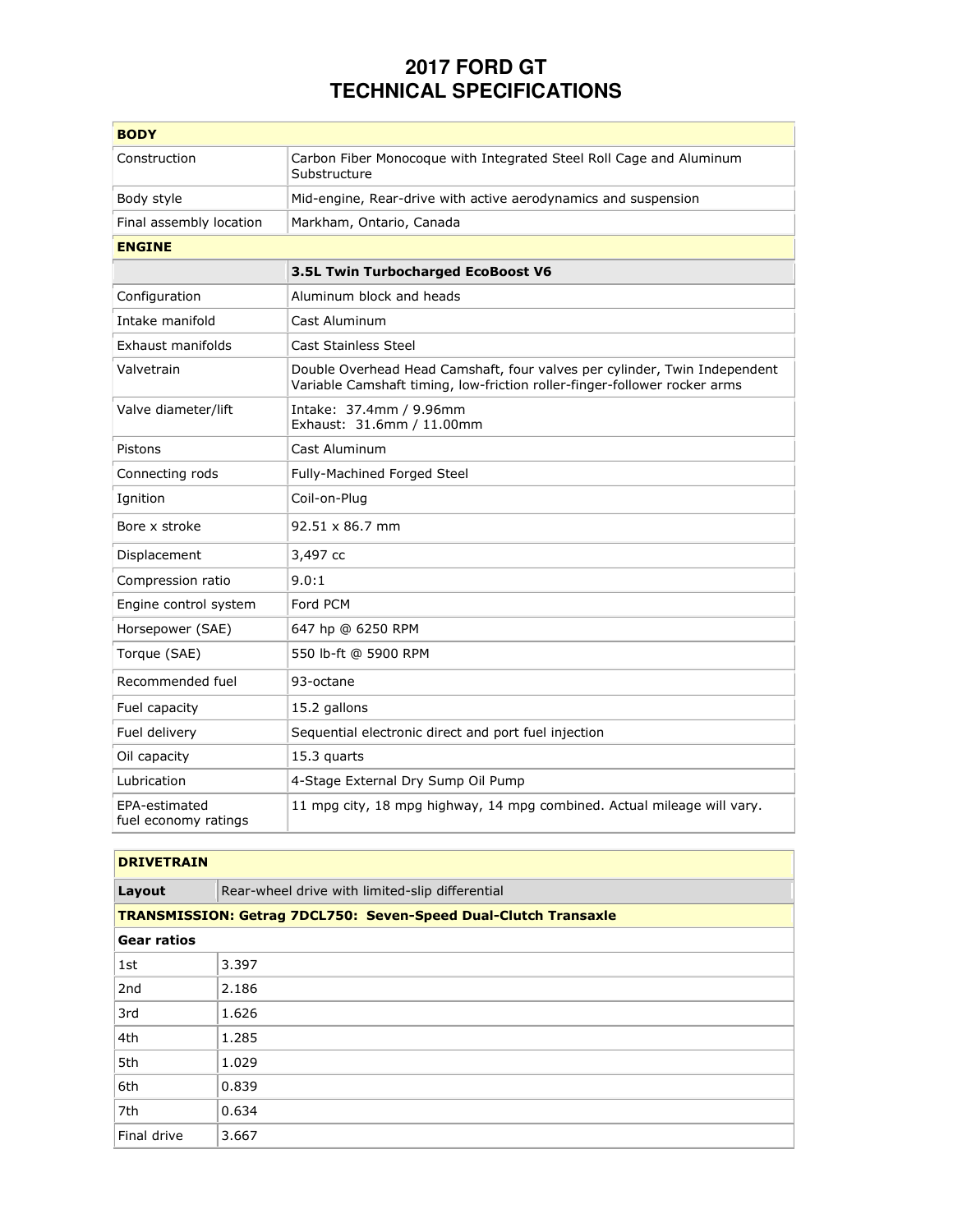# 2017 FORD GT
# TECHNICAL SPECIFICATIONS

| **BODY** | |
|---|---|
| Construction | Carbon Fiber Monocoque with Integrated Steel Roll Cage and Aluminum Substructure |
| Body style | Mid-engine, Rear-drive with active aerodynamics and suspension |
| Final assembly location | Markham, Ontario, Canada |
| **ENGINE** | |
| | **3.5L Twin Turbocharged EcoBoost V6** |
| Configuration | Aluminum block and heads |
| Intake manifold | Cast Aluminum |
| Exhaust manifolds | Cast Stainless Steel |
| Valvetrain | Double Overhead Head Camshaft, four valves per cylinder, Twin Independent Variable Camshaft timing, low-friction roller-finger-follower rocker arms |
| Valve diameter/lift | Intake: 37.4mm / 9.96mm<br>Exhaust: 31.6mm / 11.00mm |
| Pistons | Cast Aluminum |
| Connecting rods | Fully-Machined Forged Steel |
| Ignition | Coil-on-Plug |
| Bore x stroke | 92.51 x 86.7 mm |
| Displacement | 3,497 cc |
| Compression ratio | 9.0:1 |
| Engine control system | Ford PCM |
| Horsepower (SAE) | 647 hp @ 6250 RPM |
| Torque (SAE) | 550 lb-ft @ 5900 RPM |
| Recommended fuel | 93-octane |
| Fuel capacity | 15.2 gallons |
| Fuel delivery | Sequential electronic direct and port fuel injection |
| Oil capacity | 15.3 quarts |
| Lubrication | 4-Stage External Dry Sump Oil Pump |
| EPA-estimated fuel economy ratings | 11 mpg city, 18 mpg highway, 14 mpg combined. Actual mileage will vary. |

| **DRIVETRAIN** | |
|---|---|
| **Layout** | Rear-wheel drive with limited-slip differential |
| **TRANSMISSION: Getrag 7DCL750: Seven-Speed Dual-Clutch Transaxle** | |
| **Gear ratios** | |
| 1st | 3.397 |
| 2nd | 2.186 |
| 3rd | 1.626 |
| 4th | 1.285 |
| 5th | 1.029 |
| 6th | 0.839 |
| 7th | 0.634 |
| Final drive | 3.667 |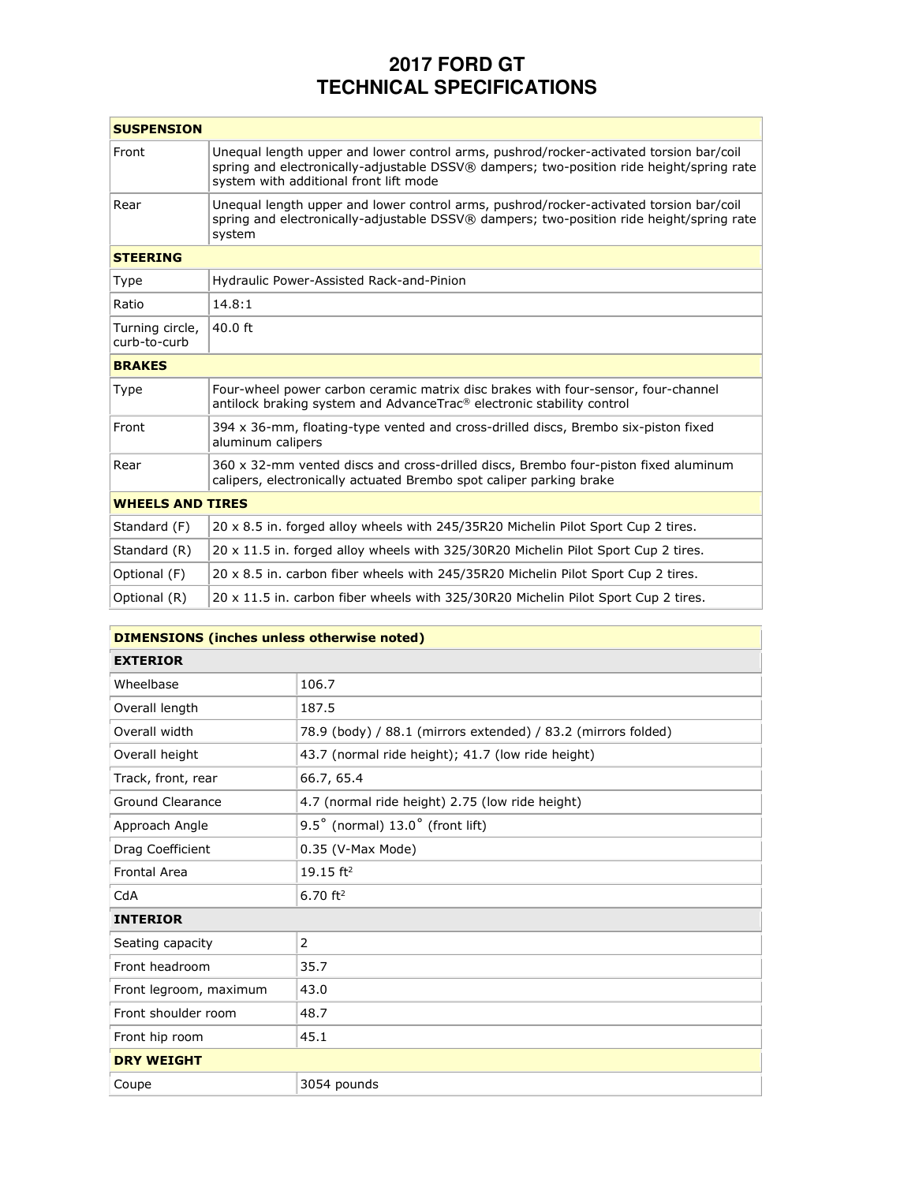# 2017 FORD GT
# TECHNICAL SPECIFICATIONS

| **SUSPENSION** | |
|---|---|
| Front | Unequal length upper and lower control arms, pushrod/rocker-activated torsion bar/coil spring and electronically-adjustable DSSV® dampers; two-position ride height/spring rate system with additional front lift mode |
| Rear | Unequal length upper and lower control arms, pushrod/rocker-activated torsion bar/coil spring and electronically-adjustable DSSV® dampers; two-position ride height/spring rate system |
| **STEERING** | |
| Type | Hydraulic Power-Assisted Rack-and-Pinion |
| Ratio | 14.8:1 |
| Turning circle, curb-to-curb | 40.0 ft |
| **BRAKES** | |
| Type | Four-wheel power carbon ceramic matrix disc brakes with four-sensor, four-channel antilock braking system and AdvanceTrac® electronic stability control |
| Front | 394 x 36-mm, floating-type vented and cross-drilled discs, Brembo six-piston fixed aluminum calipers |
| Rear | 360 x 32-mm vented discs and cross-drilled discs, Brembo four-piston fixed aluminum calipers, electronically actuated Brembo spot caliper parking brake |
| **WHEELS AND TIRES** | |
| Standard (F) | 20 x 8.5 in. forged alloy wheels with 245/35R20 Michelin Pilot Sport Cup 2 tires. |
| Standard (R) | 20 x 11.5 in. forged alloy wheels with 325/30R20 Michelin Pilot Sport Cup 2 tires. |
| Optional (F) | 20 x 8.5 in. carbon fiber wheels with 245/35R20 Michelin Pilot Sport Cup 2 tires. |
| Optional (R) | 20 x 11.5 in. carbon fiber wheels with 325/30R20 Michelin Pilot Sport Cup 2 tires. |

| **DIMENSIONS (inches unless otherwise noted)** | |
|---|---|
| **EXTERIOR** | |
| Wheelbase | 106.7 |
| Overall length | 187.5 |
| Overall width | 78.9 (body) / 88.1 (mirrors extended) / 83.2 (mirrors folded) |
| Overall height | 43.7 (normal ride height); 41.7 (low ride height) |
| Track, front, rear | 66.7, 65.4 |
| Ground Clearance | 4.7 (normal ride height) 2.75 (low ride height) |
| Approach Angle | 9.5˚ (normal) 13.0˚ (front lift) |
| Drag Coefficient | 0.35 (V-Max Mode) |
| Frontal Area | 19.15 $ft^2$ |
| CdA | 6.70 $ft^2$ |
| **INTERIOR** | |
| Seating capacity | 2 |
| Front headroom | 35.7 |
| Front legroom, maximum | 43.0 |
| Front shoulder room | 48.7 |
| Front hip room | 45.1 |
| **DRY WEIGHT** | |
| Coupe | 3054 pounds |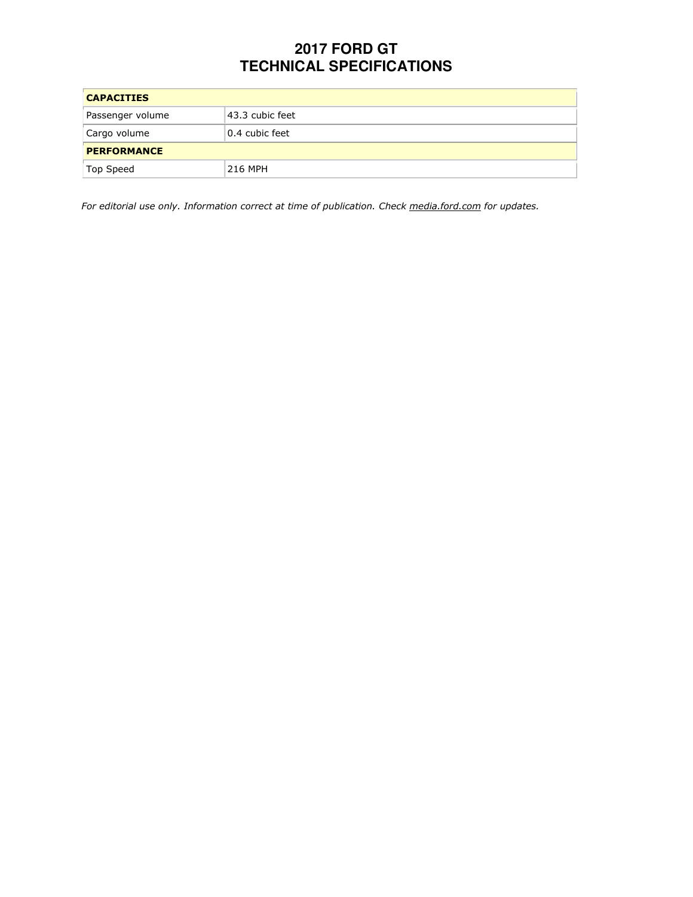# 2017 FORD GT
# TECHNICAL SPECIFICATIONS

| | |
|---|---|
| **CAPACITIES** | |
| Passenger volume | 43.3 cubic feet |
| Cargo volume | 0.4 cubic feet |
| **PERFORMANCE** | |
| Top Speed | 216 MPH |

*For editorial use only. Information correct at time of publication. Check media.ford.com for updates.*